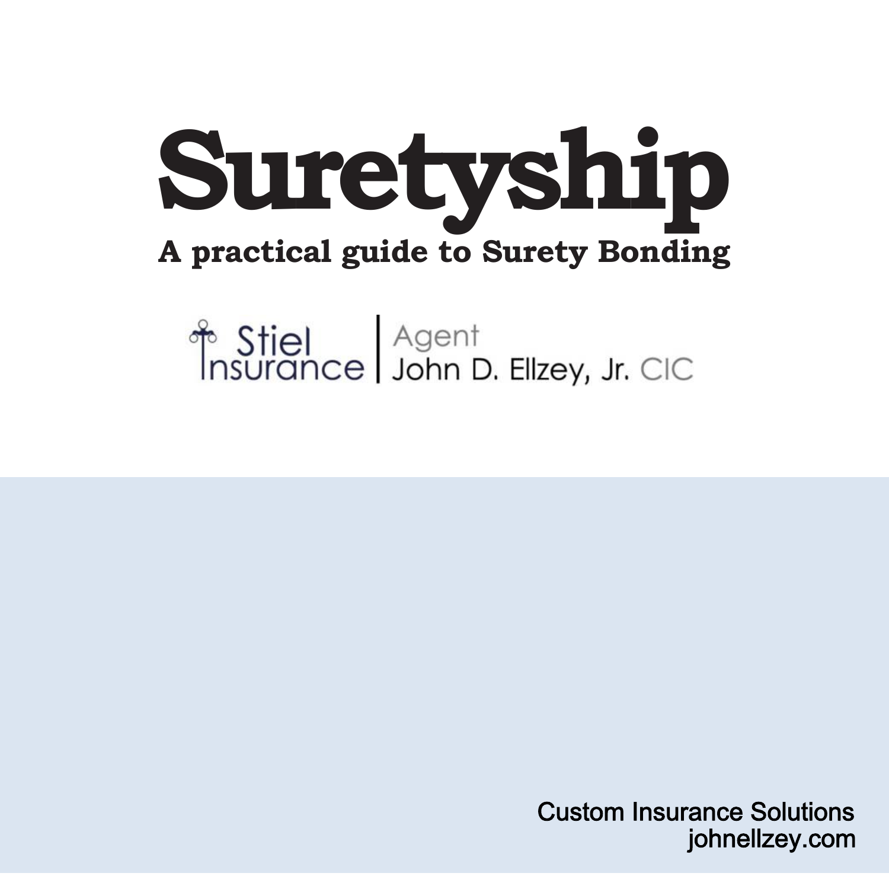# Suretyship

## A practical guide to Surety Bonding

Stiel Insurance | Agent John D. Ellzey, Jr. CIC

Custom Insurance Solutions
johnellzey.com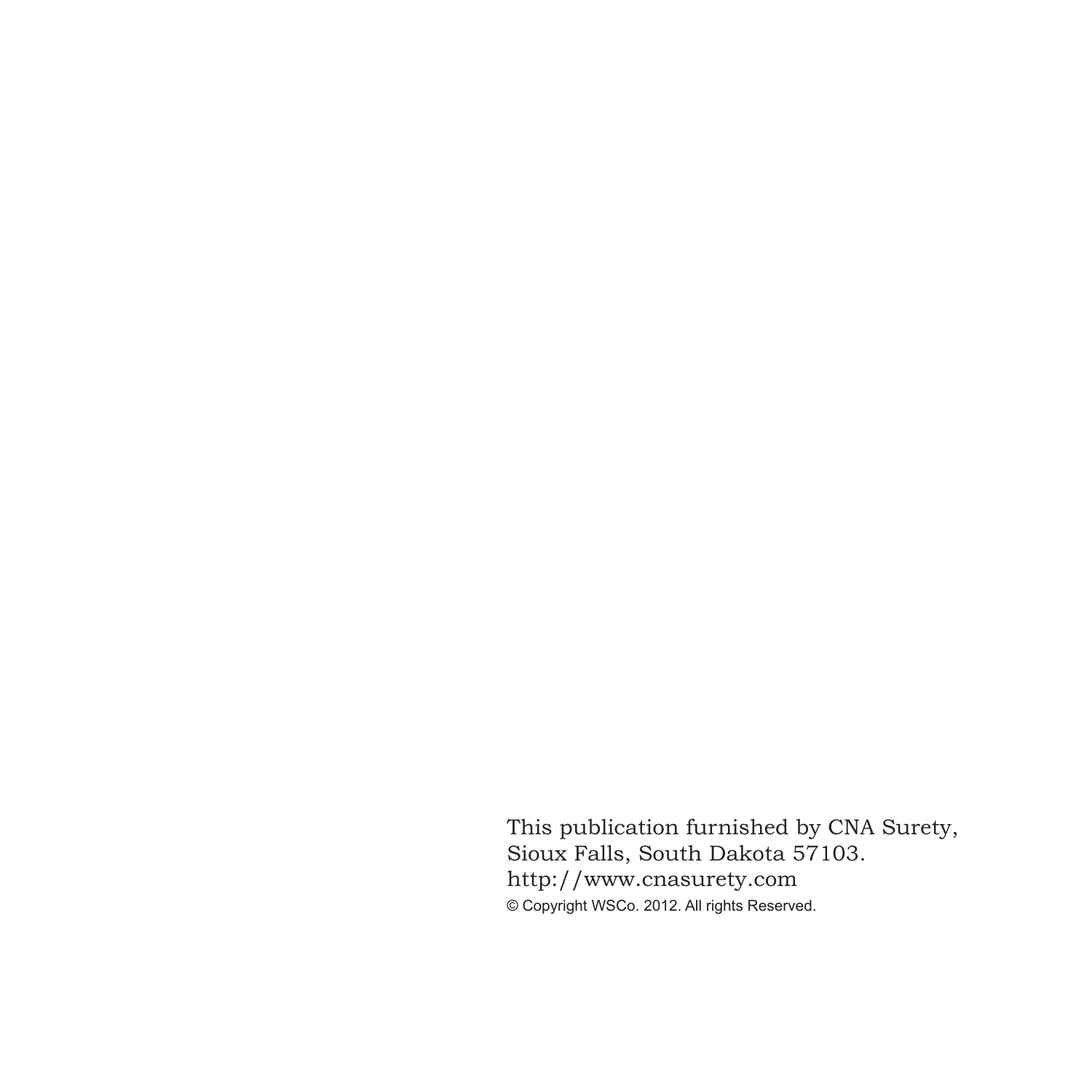This publication furnished by CNA Surety,
Sioux Falls, South Dakota 57103.
http://www.cnasurety.com

© Copyright WSCo. 2012. All rights Reserved.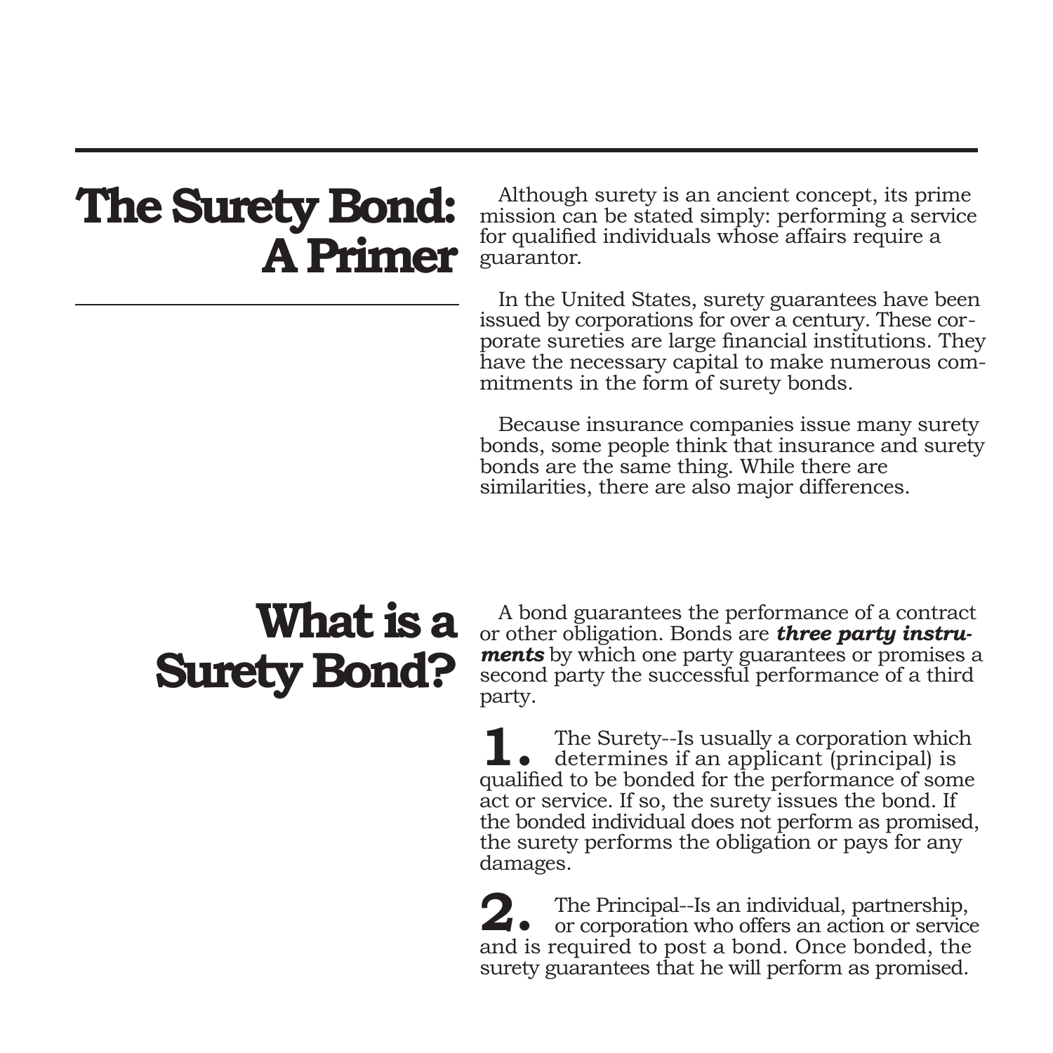# The Surety Bond: A Primer

Although surety is an ancient concept, its prime mission can be stated simply: performing a service for qualified individuals whose affairs require a guarantor.

In the United States, surety guarantees have been issued by corporations for over a century. These corporate sureties are large financial institutions. They have the necessary capital to make numerous commitments in the form of surety bonds.

Because insurance companies issue many surety bonds, some people think that insurance and surety bonds are the same thing. While there are similarities, there are also major differences.

# What is a Surety Bond?

A bond guarantees the performance of a contract or other obligation. Bonds are ***three party instruments*** by which one party guarantees or promises a second party the successful performance of a third party.

**1.** The Surety--Is usually a corporation which determines if an applicant (principal) is qualified to be bonded for the performance of some act or service. If so, the surety issues the bond. If the bonded individual does not perform as promised, the surety performs the obligation or pays for any damages.

**2.** The Principal--Is an individual, partnership, or corporation who offers an action or service and is required to post a bond. Once bonded, the surety guarantees that he will perform as promised.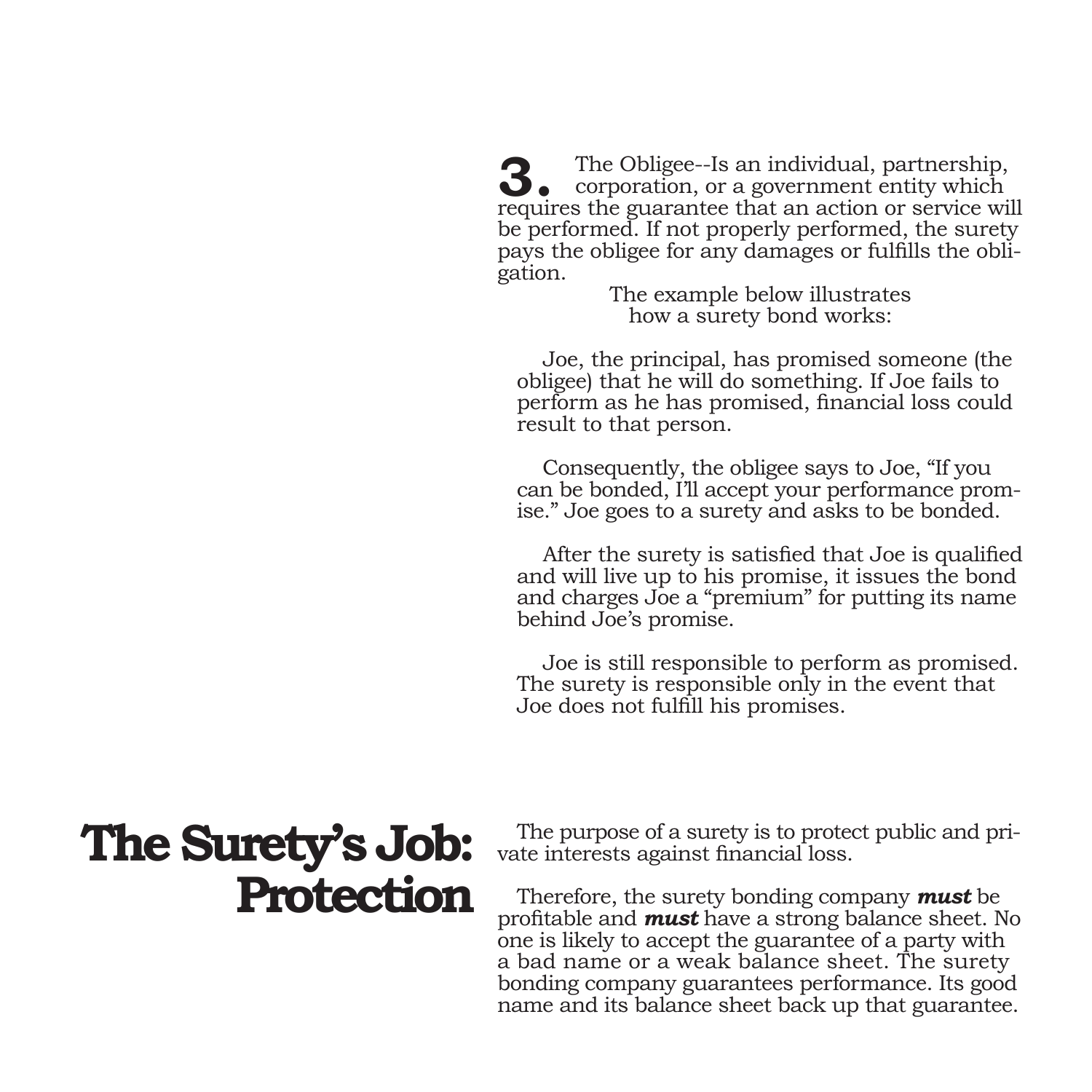**3.** The Obligee--Is an individual, partnership, corporation, or a government entity which requires the guarantee that an action or service will be performed. If not properly performed, the surety pays the obligee for any damages or fulfills the obligation.

The example below illustrates how a surety bond works:

Joe, the principal, has promised someone (the obligee) that he will do something. If Joe fails to perform as he has promised, financial loss could result to that person.

Consequently, the obligee says to Joe, "If you can be bonded, I'll accept your performance promise." Joe goes to a surety and asks to be bonded.

After the surety is satisfied that Joe is qualified and will live up to his promise, it issues the bond and charges Joe a "premium" for putting its name behind Joe's promise.

Joe is still responsible to perform as promised. The surety is responsible only in the event that Joe does not fulfill his promises.

## The Surety's Job: Protection

The purpose of a surety is to protect public and private interests against financial loss.

Therefore, the surety bonding company ***must*** be profitable and ***must*** have a strong balance sheet. No one is likely to accept the guarantee of a party with a bad name or a weak balance sheet. The surety bonding company guarantees performance. Its good name and its balance sheet back up that guarantee.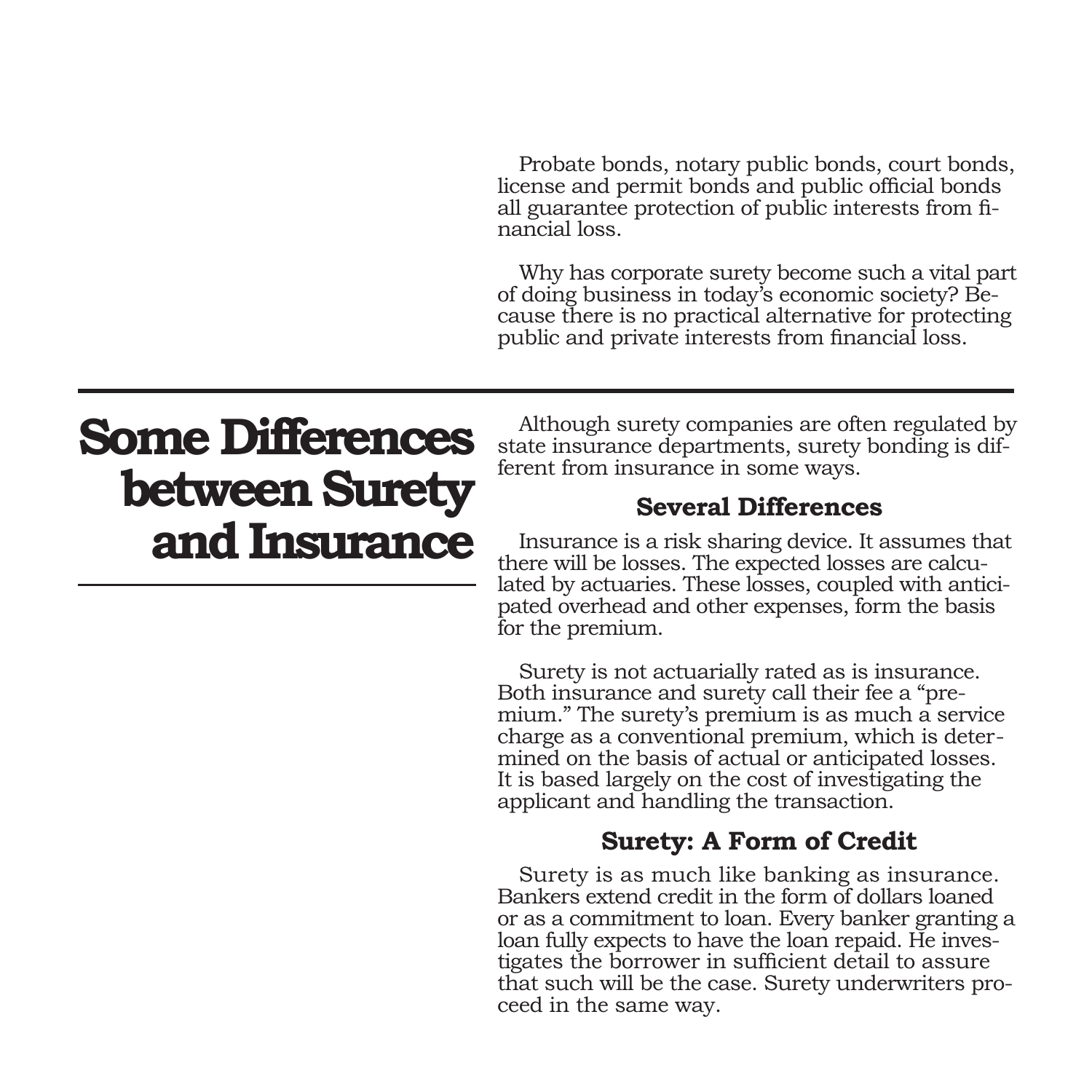Probate bonds, notary public bonds, court bonds, license and permit bonds and public official bonds all guarantee protection of public interests from financial loss.

Why has corporate surety become such a vital part of doing business in today's economic society? Because there is no practical alternative for protecting public and private interests from financial loss.

# Some Differences between Surety and Insurance

Although surety companies are often regulated by state insurance departments, surety bonding is different from insurance in some ways.

### Several Differences

Insurance is a risk sharing device. It assumes that there will be losses. The expected losses are calculated by actuaries. These losses, coupled with anticipated overhead and other expenses, form the basis for the premium.

Surety is not actuarially rated as is insurance. Both insurance and surety call their fee a "premium." The surety's premium is as much a service charge as a conventional premium, which is determined on the basis of actual or anticipated losses. It is based largely on the cost of investigating the applicant and handling the transaction.

### Surety: A Form of Credit

Surety is as much like banking as insurance. Bankers extend credit in the form of dollars loaned or as a commitment to loan. Every banker granting a loan fully expects to have the loan repaid. He investigates the borrower in sufficient detail to assure that such will be the case. Surety underwriters proceed in the same way.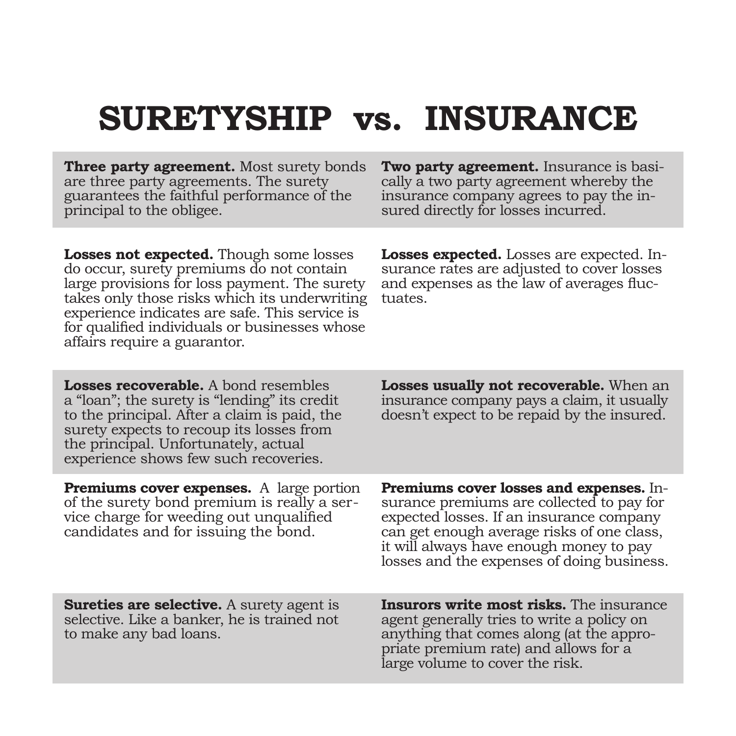# SURETYSHIP vs. INSURANCE

| SURETYSHIP | INSURANCE |
|---|---|
| **Three party agreement.** Most surety bonds are three party agreements. The surety guarantees the faithful performance of the principal to the obligee. | **Two party agreement.** Insurance is basically a two party agreement whereby the insurance company agrees to pay the insured directly for losses incurred. |
| **Losses not expected.** Though some losses do occur, surety premiums do not contain large provisions for loss payment. The surety takes only those risks which its underwriting experience indicates are safe. This service is for qualified individuals or businesses whose affairs require a guarantor. | **Losses expected.** Losses are expected. Insurance rates are adjusted to cover losses and expenses as the law of averages fluctuates. |
| **Losses recoverable.** A bond resembles a "loan"; the surety is "lending" its credit to the principal. After a claim is paid, the surety expects to recoup its losses from the principal. Unfortunately, actual experience shows few such recoveries. | **Losses usually not recoverable.** When an insurance company pays a claim, it usually doesn't expect to be repaid by the insured. |
| **Premiums cover expenses.** A large portion of the surety bond premium is really a service charge for weeding out unqualified candidates and for issuing the bond. | **Premiums cover losses and expenses.** Insurance premiums are collected to pay for expected losses. If an insurance company can get enough average risks of one class, it will always have enough money to pay losses and the expenses of doing business. |
| **Sureties are selective.** A surety agent is selective. Like a banker, he is trained not to make any bad loans. | **Insurors write most risks.** The insurance agent generally tries to write a policy on anything that comes along (at the appropriate premium rate) and allows for a large volume to cover the risk. |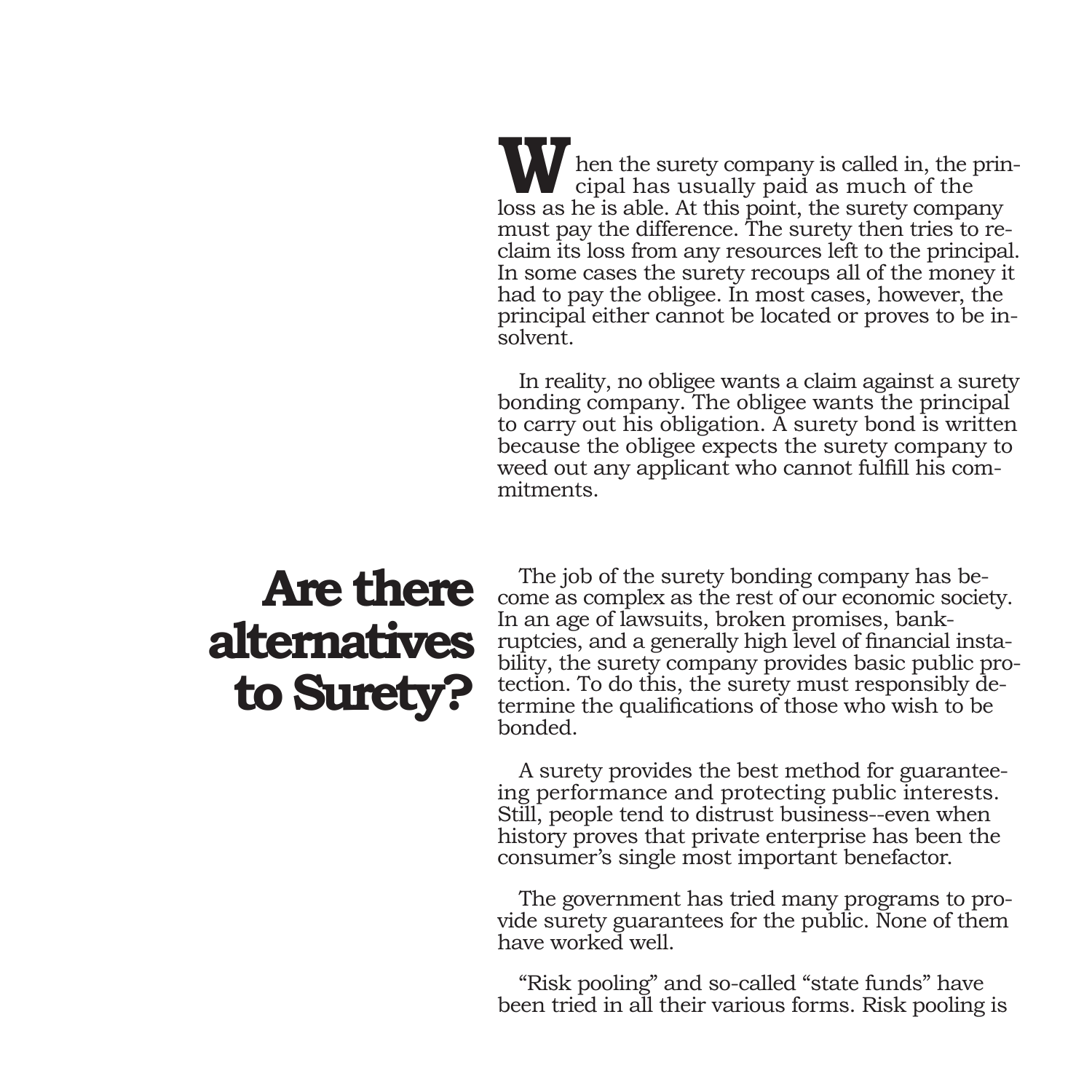When the surety company is called in, the principal has usually paid as much of the loss as he is able. At this point, the surety company must pay the difference. The surety then tries to reclaim its loss from any resources left to the principal. In some cases the surety recoups all of the money it had to pay the obligee. In most cases, however, the principal either cannot be located or proves to be insolvent.

In reality, no obligee wants a claim against a surety bonding company. The obligee wants the principal to carry out his obligation. A surety bond is written because the obligee expects the surety company to weed out any applicant who cannot fulfill his commitments.

## Are there alternatives to Surety?

The job of the surety bonding company has become as complex as the rest of our economic society. In an age of lawsuits, broken promises, bankruptcies, and a generally high level of financial instability, the surety company provides basic public protection. To do this, the surety must responsibly determine the qualifications of those who wish to be bonded.

A surety provides the best method for guaranteeing performance and protecting public interests. Still, people tend to distrust business--even when history proves that private enterprise has been the consumer's single most important benefactor.

The government has tried many programs to provide surety guarantees for the public. None of them have worked well.

"Risk pooling" and so-called "state funds" have been tried in all their various forms. Risk pooling is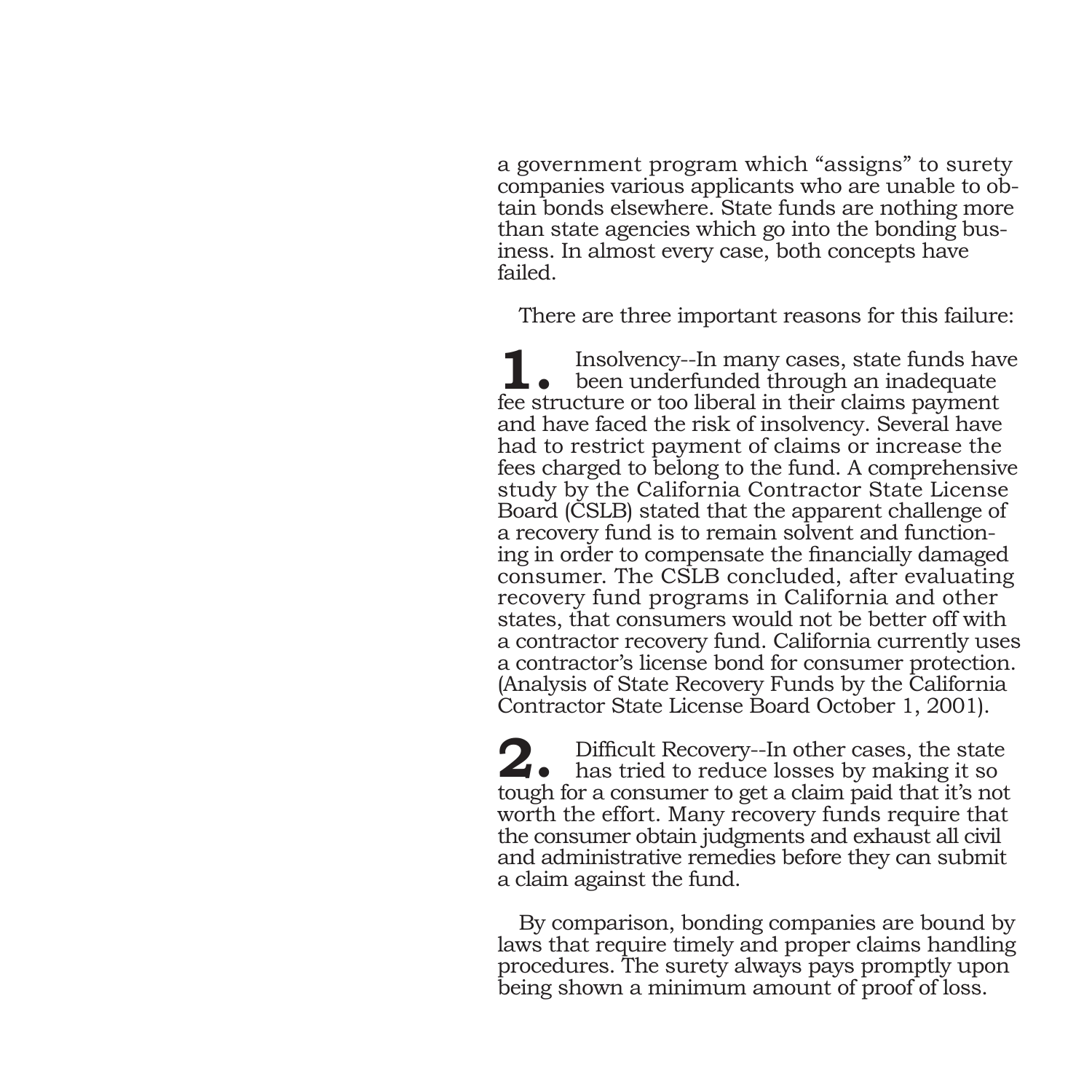a government program which "assigns" to surety companies various applicants who are unable to obtain bonds elsewhere. State funds are nothing more than state agencies which go into the bonding business. In almost every case, both concepts have failed.

There are three important reasons for this failure:

**1.** Insolvency--In many cases, state funds have been underfunded through an inadequate fee structure or too liberal in their claims payment and have faced the risk of insolvency. Several have had to restrict payment of claims or increase the fees charged to belong to the fund. A comprehensive study by the California Contractor State License Board (CSLB) stated that the apparent challenge of a recovery fund is to remain solvent and functioning in order to compensate the financially damaged consumer. The CSLB concluded, after evaluating recovery fund programs in California and other states, that consumers would not be better off with a contractor recovery fund. California currently uses a contractor's license bond for consumer protection. (Analysis of State Recovery Funds by the California Contractor State License Board October 1, 2001).

**2.** Difficult Recovery--In other cases, the state has tried to reduce losses by making it so tough for a consumer to get a claim paid that it's not worth the effort. Many recovery funds require that the consumer obtain judgments and exhaust all civil and administrative remedies before they can submit a claim against the fund.

By comparison, bonding companies are bound by laws that require timely and proper claims handling procedures. The surety always pays promptly upon being shown a minimum amount of proof of loss.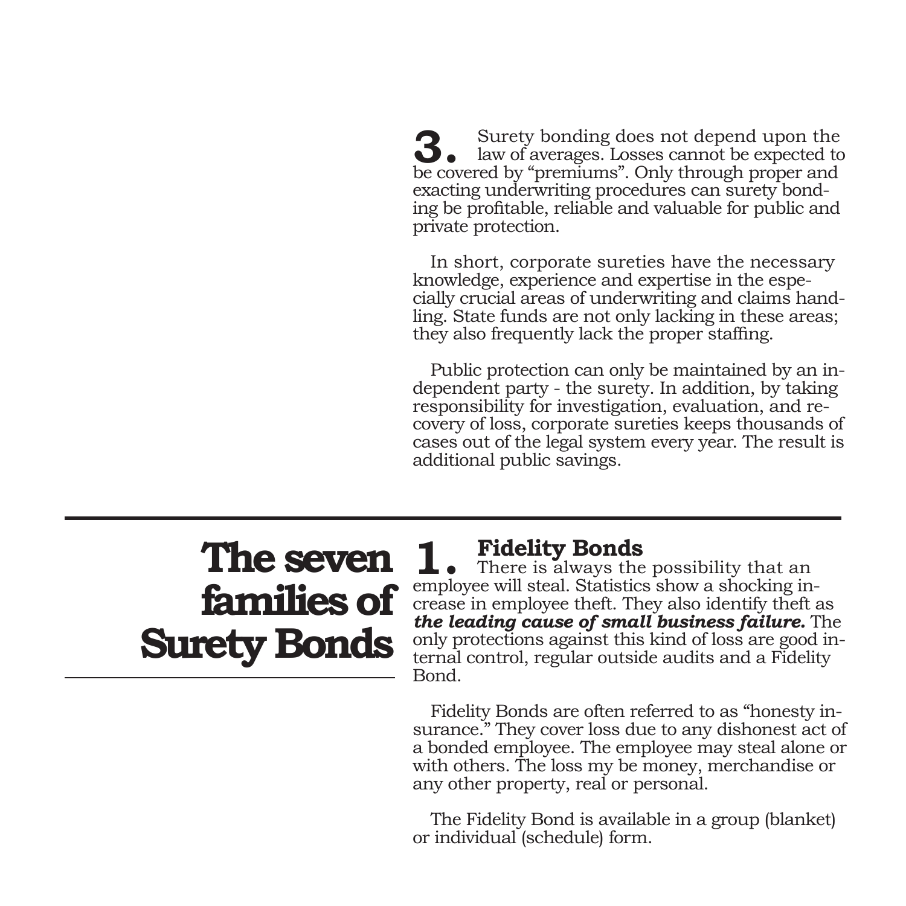**3.** Surety bonding does not depend upon the law of averages. Losses cannot be expected to be covered by "premiums". Only through proper and exacting underwriting procedures can surety bonding be profitable, reliable and valuable for public and private protection.

In short, corporate sureties have the necessary knowledge, experience and expertise in the especially crucial areas of underwriting and claims handling. State funds are not only lacking in these areas; they also frequently lack the proper staffing.

Public protection can only be maintained by an independent party - the surety. In addition, by taking responsibility for investigation, evaluation, and recovery of loss, corporate sureties keeps thousands of cases out of the legal system every year. The result is additional public savings.

---

# The seven families of Surety Bonds

## 1. Fidelity Bonds

There is always the possibility that an employee will steal. Statistics show a shocking increase in employee theft. They also identify theft as ***the leading cause of small business failure.*** The only protections against this kind of loss are good internal control, regular outside audits and a Fidelity Bond.

Fidelity Bonds are often referred to as "honesty insurance." They cover loss due to any dishonest act of a bonded employee. The employee may steal alone or with others. The loss my be money, merchandise or any other property, real or personal.

The Fidelity Bond is available in a group (blanket) or individual (schedule) form.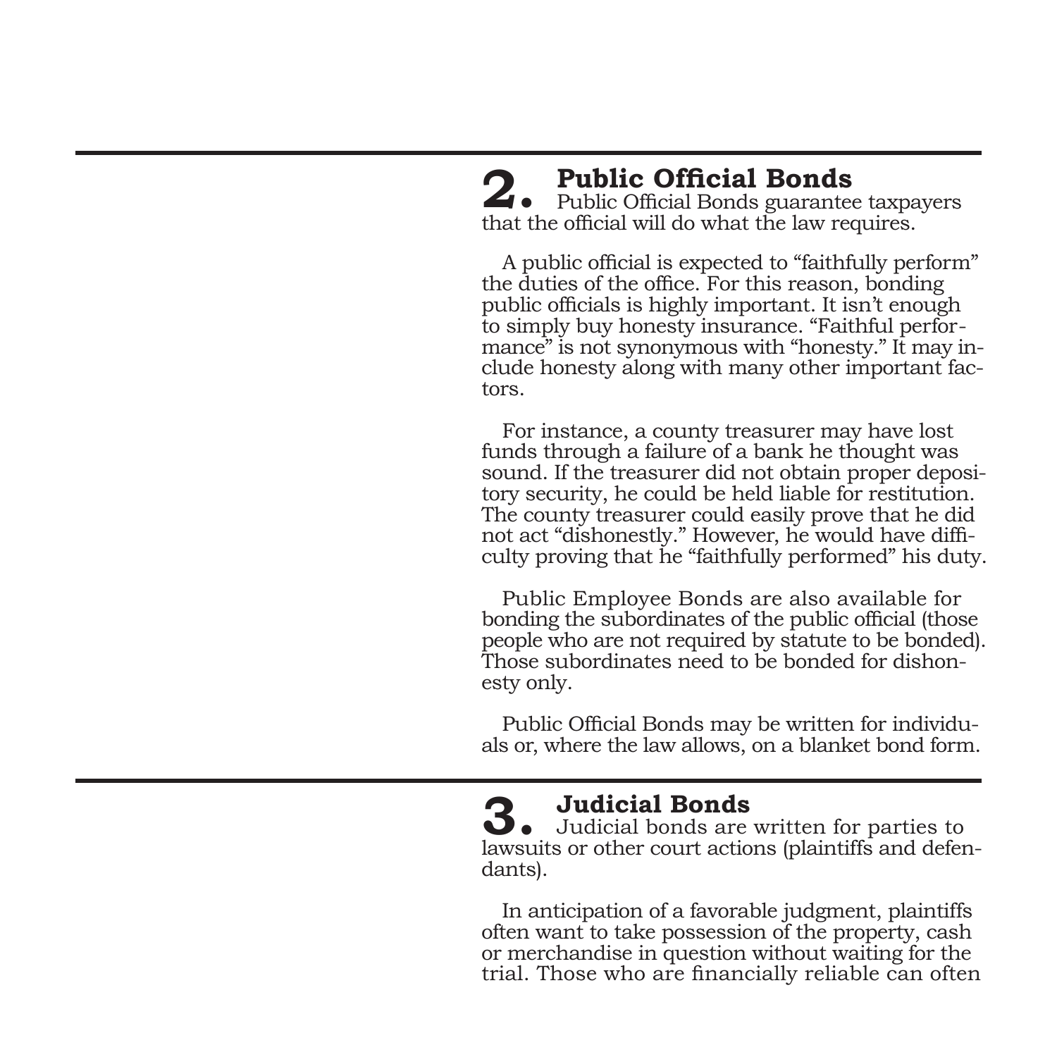## 2. Public Official Bonds

Public Official Bonds guarantee taxpayers that the official will do what the law requires.

A public official is expected to "faithfully perform" the duties of the office. For this reason, bonding public officials is highly important. It isn't enough to simply buy honesty insurance. "Faithful performance" is not synonymous with "honesty." It may include honesty along with many other important factors.

For instance, a county treasurer may have lost funds through a failure of a bank he thought was sound. If the treasurer did not obtain proper depository security, he could be held liable for restitution. The county treasurer could easily prove that he did not act "dishonestly." However, he would have difficulty proving that he "faithfully performed" his duty.

Public Employee Bonds are also available for bonding the subordinates of the public official (those people who are not required by statute to be bonded). Those subordinates need to be bonded for dishonesty only.

Public Official Bonds may be written for individuals or, where the law allows, on a blanket bond form.

## 3. Judicial Bonds

Judicial bonds are written for parties to lawsuits or other court actions (plaintiffs and defendants).

In anticipation of a favorable judgment, plaintiffs often want to take possession of the property, cash or merchandise in question without waiting for the trial. Those who are financially reliable can often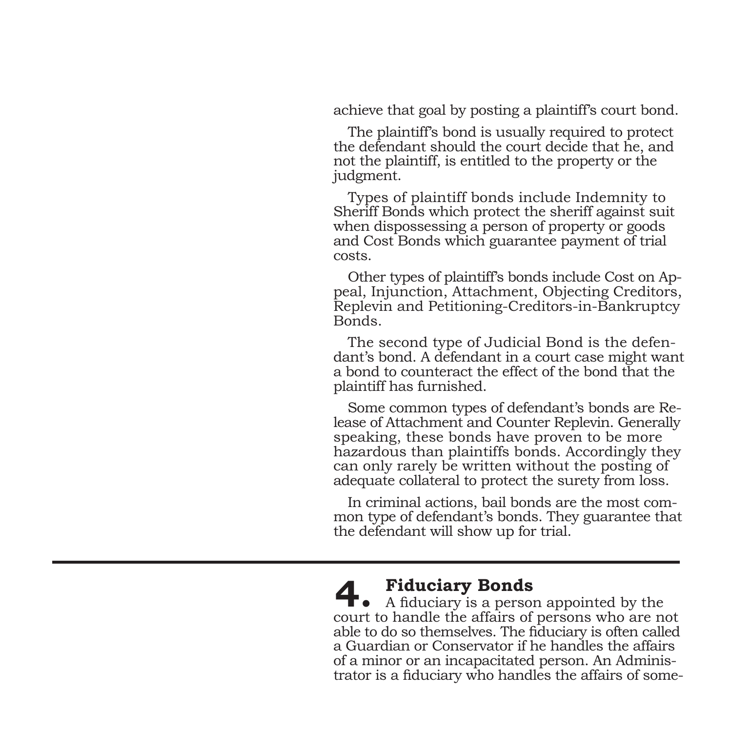achieve that goal by posting a plaintiff's court bond.

The plaintiff's bond is usually required to protect the defendant should the court decide that he, and not the plaintiff, is entitled to the property or the judgment.

Types of plaintiff bonds include Indemnity to Sheriff Bonds which protect the sheriff against suit when dispossessing a person of property or goods and Cost Bonds which guarantee payment of trial costs.

Other types of plaintiff's bonds include Cost on Appeal, Injunction, Attachment, Objecting Creditors, Replevin and Petitioning-Creditors-in-Bankruptcy Bonds.

The second type of Judicial Bond is the defendant's bond. A defendant in a court case might want a bond to counteract the effect of the bond that the plaintiff has furnished.

Some common types of defendant's bonds are Release of Attachment and Counter Replevin. Generally speaking, these bonds have proven to be more hazardous than plaintiffs bonds. Accordingly they can only rarely be written without the posting of adequate collateral to protect the surety from loss.

In criminal actions, bail bonds are the most common type of defendant's bonds. They guarantee that the defendant will show up for trial.

---

## 4. Fiduciary Bonds

A fiduciary is a person appointed by the court to handle the affairs of persons who are not able to do so themselves. The fiduciary is often called a Guardian or Conservator if he handles the affairs of a minor or an incapacitated person. An Administrator is a fiduciary who handles the affairs of some-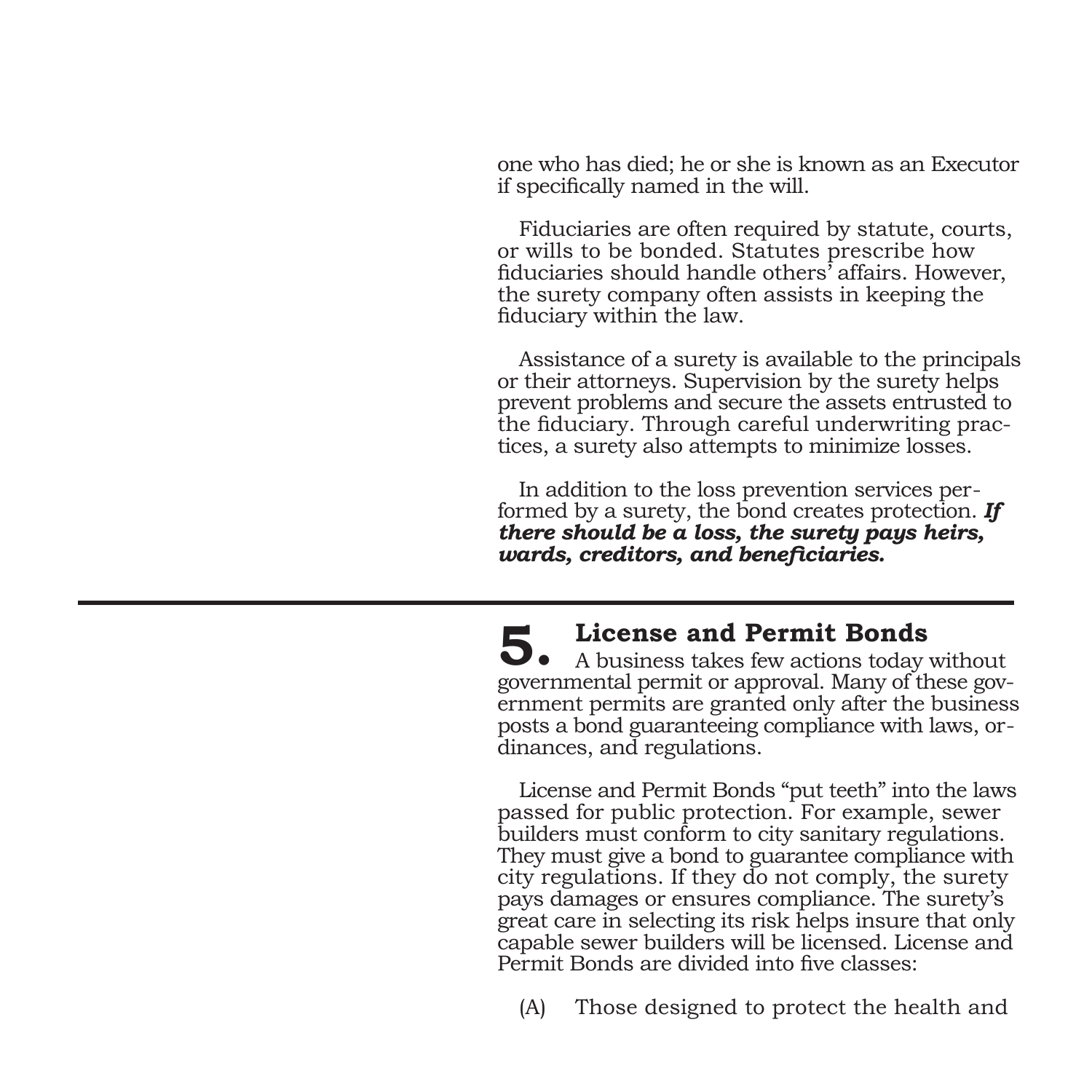one who has died; he or she is known as an Executor if specifically named in the will.

Fiduciaries are often required by statute, courts, or wills to be bonded. Statutes prescribe how fiduciaries should handle others' affairs. However, the surety company often assists in keeping the fiduciary within the law.

Assistance of a surety is available to the principals or their attorneys. Supervision by the surety helps prevent problems and secure the assets entrusted to the fiduciary. Through careful underwriting practices, a surety also attempts to minimize losses.

In addition to the loss prevention services performed by a surety, the bond creates protection. ***If there should be a loss, the surety pays heirs, wards, creditors, and beneficiaries.***

---

## 5. License and Permit Bonds

A business takes few actions today without governmental permit or approval. Many of these government permits are granted only after the business posts a bond guaranteeing compliance with laws, ordinances, and regulations.

License and Permit Bonds "put teeth" into the laws passed for public protection. For example, sewer builders must conform to city sanitary regulations. They must give a bond to guarantee compliance with city regulations. If they do not comply, the surety pays damages or ensures compliance. The surety's great care in selecting its risk helps insure that only capable sewer builders will be licensed. License and Permit Bonds are divided into five classes:

(A) Those designed to protect the health and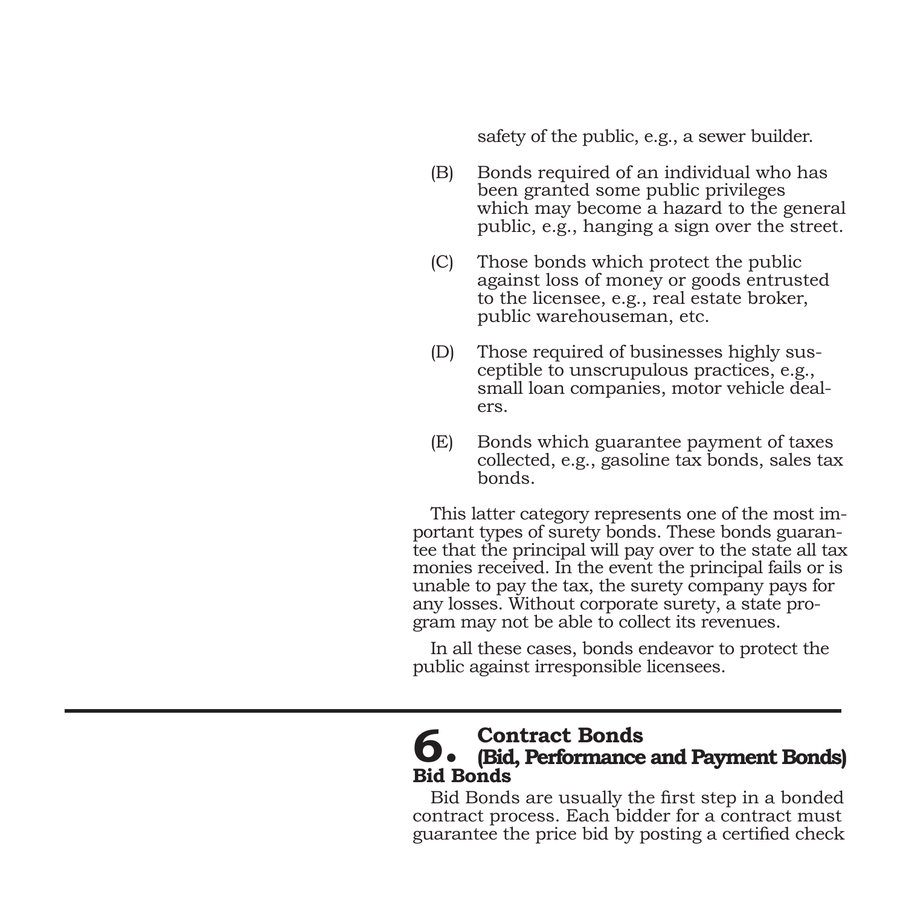safety of the public, e.g., a sewer builder.

(B) Bonds required of an individual who has been granted some public privileges which may become a hazard to the general public, e.g., hanging a sign over the street.

(C) Those bonds which protect the public against loss of money or goods entrusted to the licensee, e.g., real estate broker, public warehouseman, etc.

(D) Those required of businesses highly susceptible to unscrupulous practices, e.g., small loan companies, motor vehicle dealers.

(E) Bonds which guarantee payment of taxes collected, e.g., gasoline tax bonds, sales tax bonds.

This latter category represents one of the most important types of surety bonds. These bonds guarantee that the principal will pay over to the state all tax monies received. In the event the principal fails or is unable to pay the tax, the surety company pays for any losses. Without corporate surety, a state program may not be able to collect its revenues.

In all these cases, bonds endeavor to protect the public against irresponsible licensees.

---

## 6. Contract Bonds (Bid, Performance and Payment Bonds)

### Bid Bonds

Bid Bonds are usually the first step in a bonded contract process. Each bidder for a contract must guarantee the price bid by posting a certified check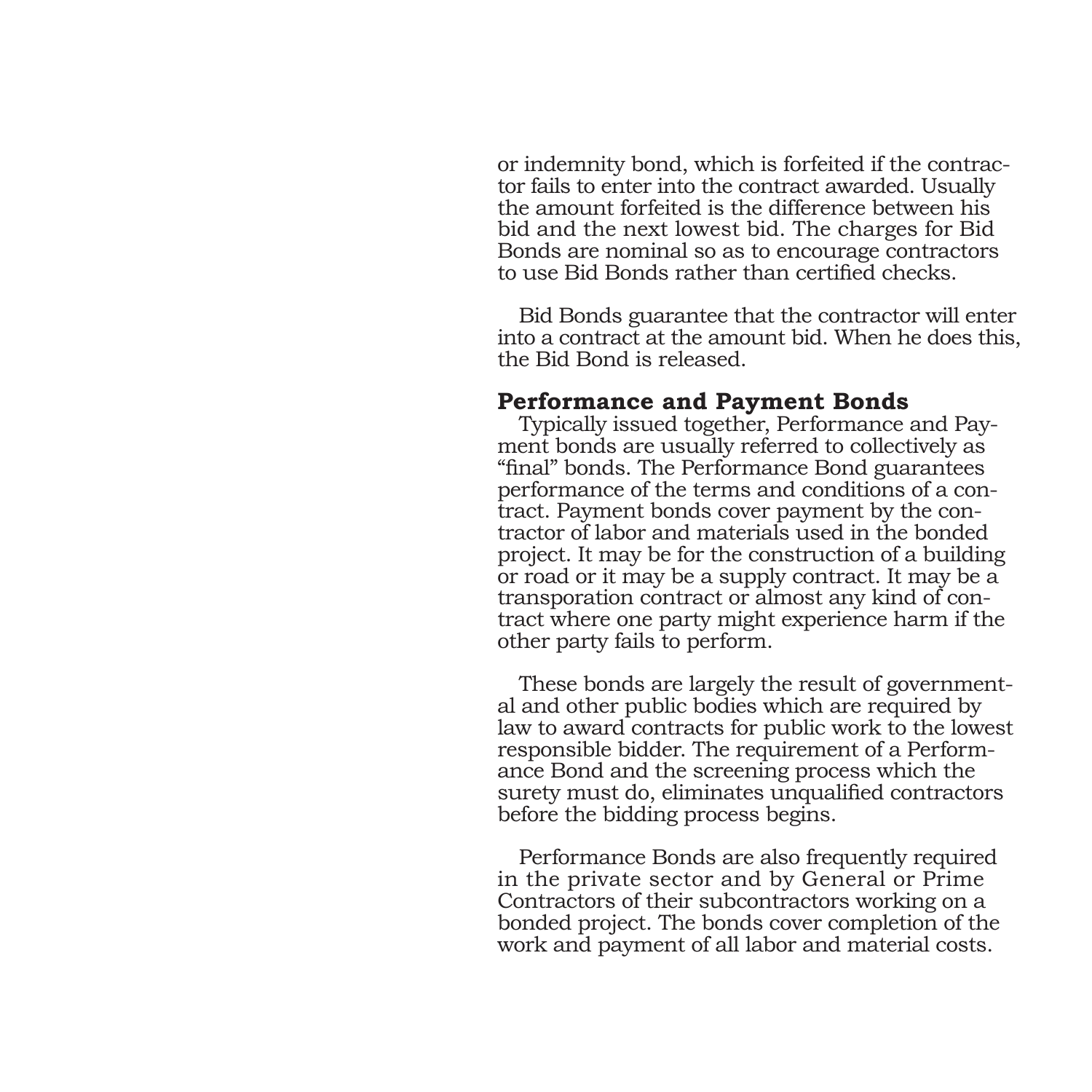or indemnity bond, which is forfeited if the contractor fails to enter into the contract awarded. Usually the amount forfeited is the difference between his bid and the next lowest bid. The charges for Bid Bonds are nominal so as to encourage contractors to use Bid Bonds rather than certified checks.

Bid Bonds guarantee that the contractor will enter into a contract at the amount bid. When he does this, the Bid Bond is released.

## Performance and Payment Bonds

Typically issued together, Performance and Payment bonds are usually referred to collectively as "final" bonds. The Performance Bond guarantees performance of the terms and conditions of a contract. Payment bonds cover payment by the contractor of labor and materials used in the bonded project. It may be for the construction of a building or road or it may be a supply contract. It may be a transporation contract or almost any kind of contract where one party might experience harm if the other party fails to perform.

These bonds are largely the result of governmental and other public bodies which are required by law to award contracts for public work to the lowest responsible bidder. The requirement of a Performance Bond and the screening process which the surety must do, eliminates unqualified contractors before the bidding process begins.

Performance Bonds are also frequently required in the private sector and by General or Prime Contractors of their subcontractors working on a bonded project. The bonds cover completion of the work and payment of all labor and material costs.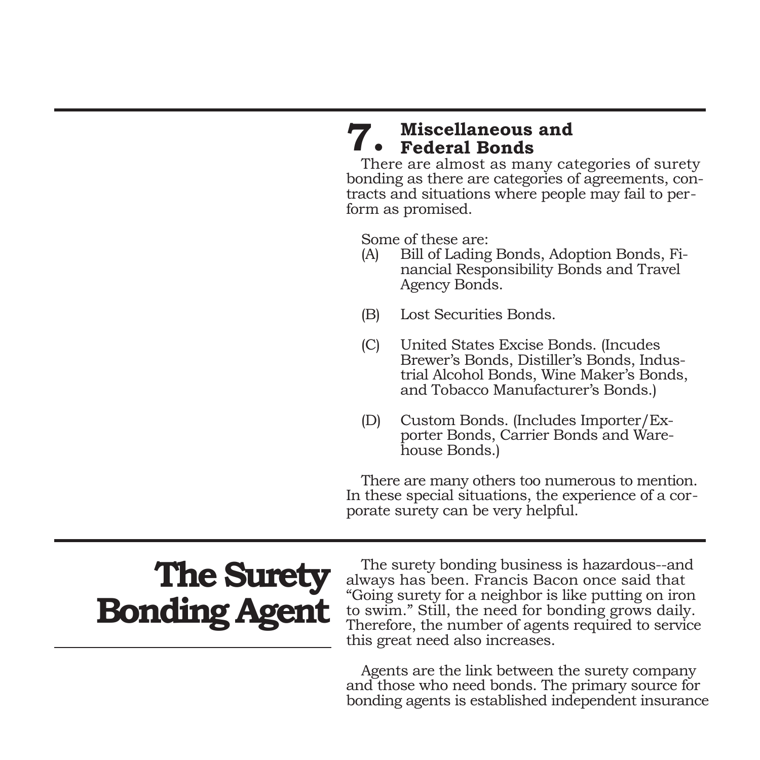## 7. Miscellaneous and Federal Bonds

There are almost as many categories of surety bonding as there are categories of agreements, contracts and situations where people may fail to perform as promised.

Some of these are:

(A) Bill of Lading Bonds, Adoption Bonds, Financial Responsibility Bonds and Travel Agency Bonds.

(B) Lost Securities Bonds.

(C) United States Excise Bonds. (Incudes Brewer's Bonds, Distiller's Bonds, Industrial Alcohol Bonds, Wine Maker's Bonds, and Tobacco Manufacturer's Bonds.)

(D) Custom Bonds. (Includes Importer/Exporter Bonds, Carrier Bonds and Warehouse Bonds.)

There are many others too numerous to mention. In these special situations, the experience of a corporate surety can be very helpful.

# The Surety Bonding Agent

The surety bonding business is hazardous--and always has been. Francis Bacon once said that "Going surety for a neighbor is like putting on iron to swim." Still, the need for bonding grows daily. Therefore, the number of agents required to service this great need also increases.

Agents are the link between the surety company and those who need bonds. The primary source for bonding agents is established independent insurance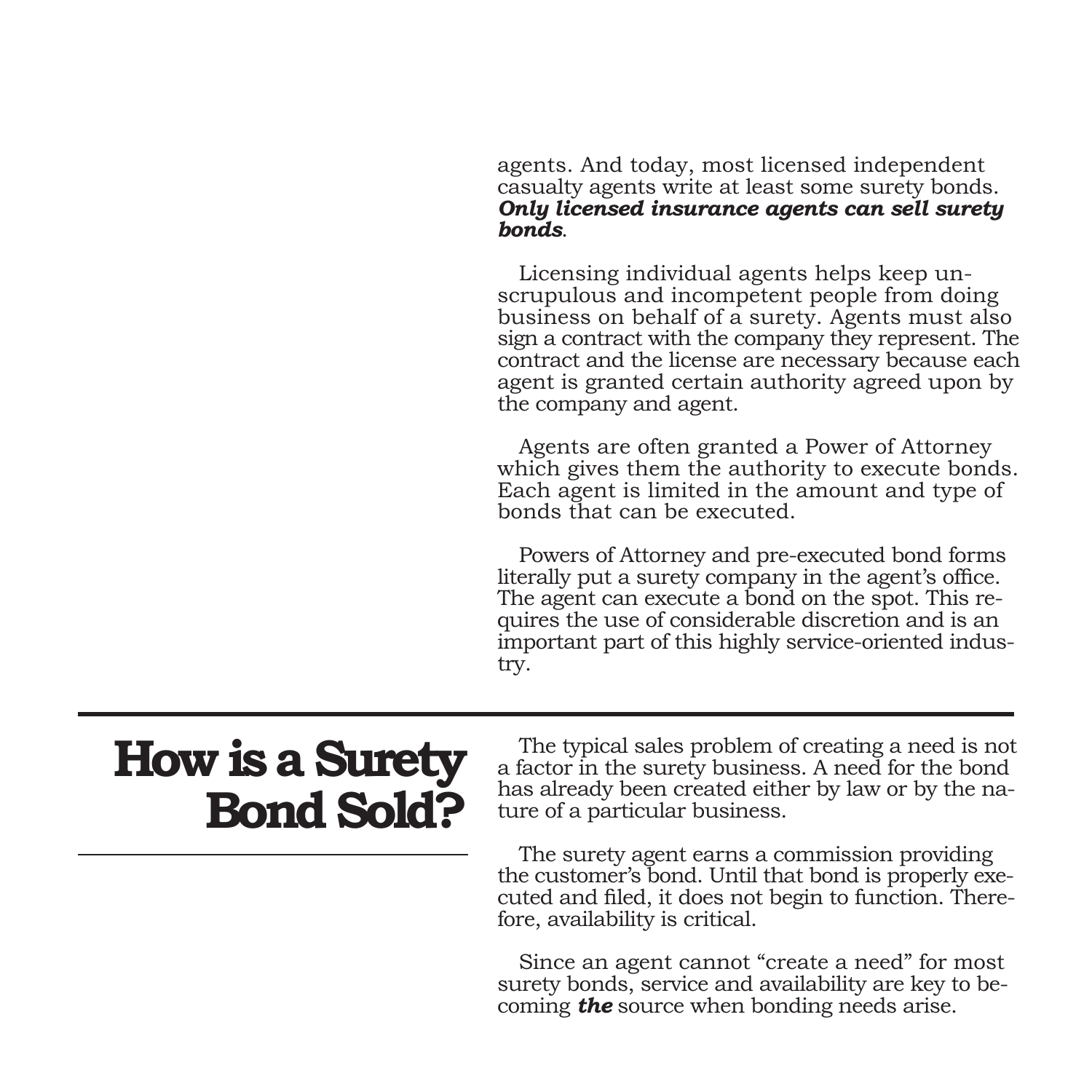agents. And today, most licensed independent casualty agents write at least some surety bonds. ***Only licensed insurance agents can sell surety bonds***.

Licensing individual agents helps keep unscrupulous and incompetent people from doing business on behalf of a surety. Agents must also sign a contract with the company they represent. The contract and the license are necessary because each agent is granted certain authority agreed upon by the company and agent.

Agents are often granted a Power of Attorney which gives them the authority to execute bonds. Each agent is limited in the amount and type of bonds that can be executed.

Powers of Attorney and pre-executed bond forms literally put a surety company in the agent's office. The agent can execute a bond on the spot. This requires the use of considerable discretion and is an important part of this highly service-oriented industry.

## How is a Surety Bond Sold?

The typical sales problem of creating a need is not a factor in the surety business. A need for the bond has already been created either by law or by the nature of a particular business.

The surety agent earns a commission providing the customer's bond. Until that bond is properly executed and filed, it does not begin to function. Therefore, availability is critical.

Since an agent cannot "create a need" for most surety bonds, service and availability are key to becoming ***the*** source when bonding needs arise.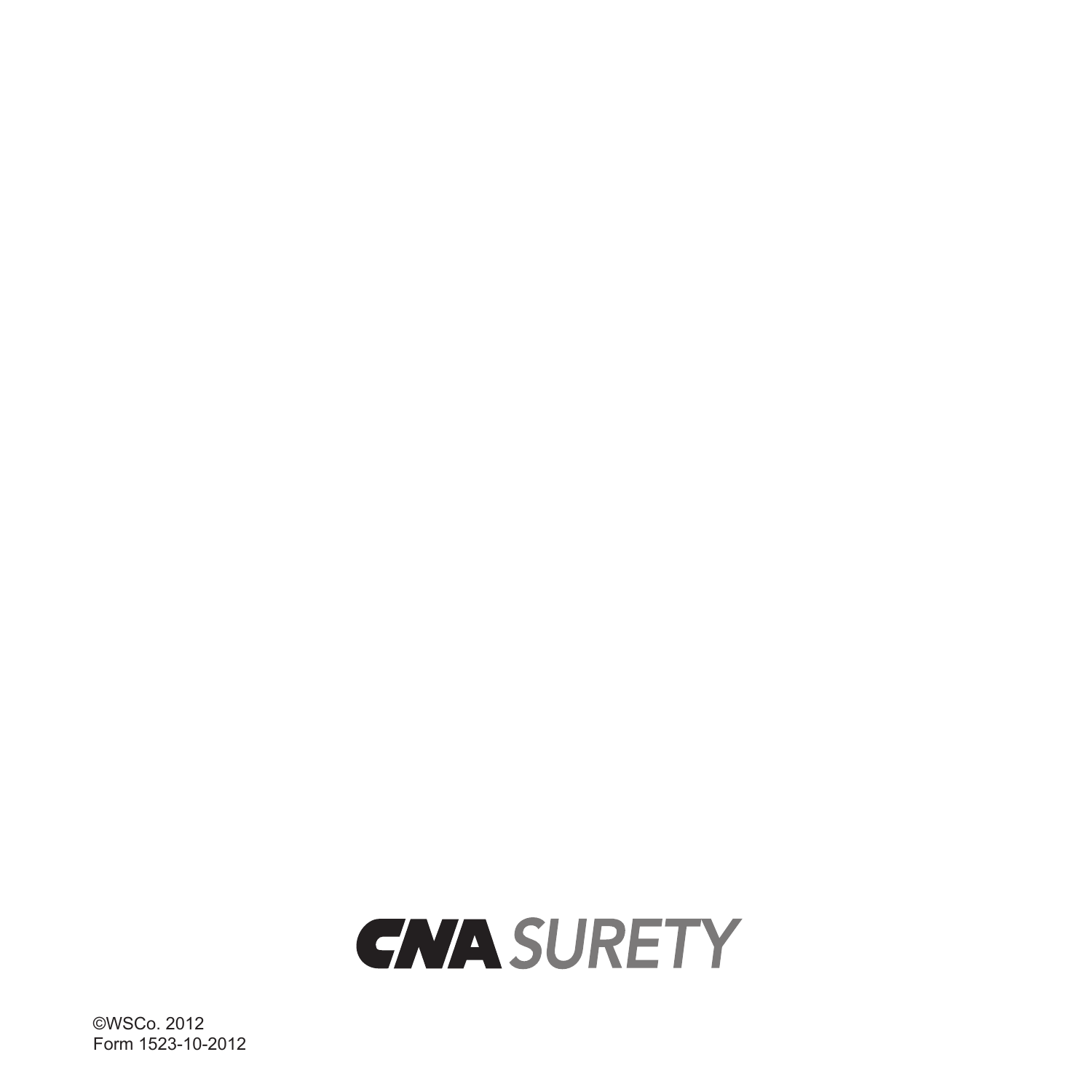CNA SURETY

©WSCo. 2012
Form 1523-10-2012